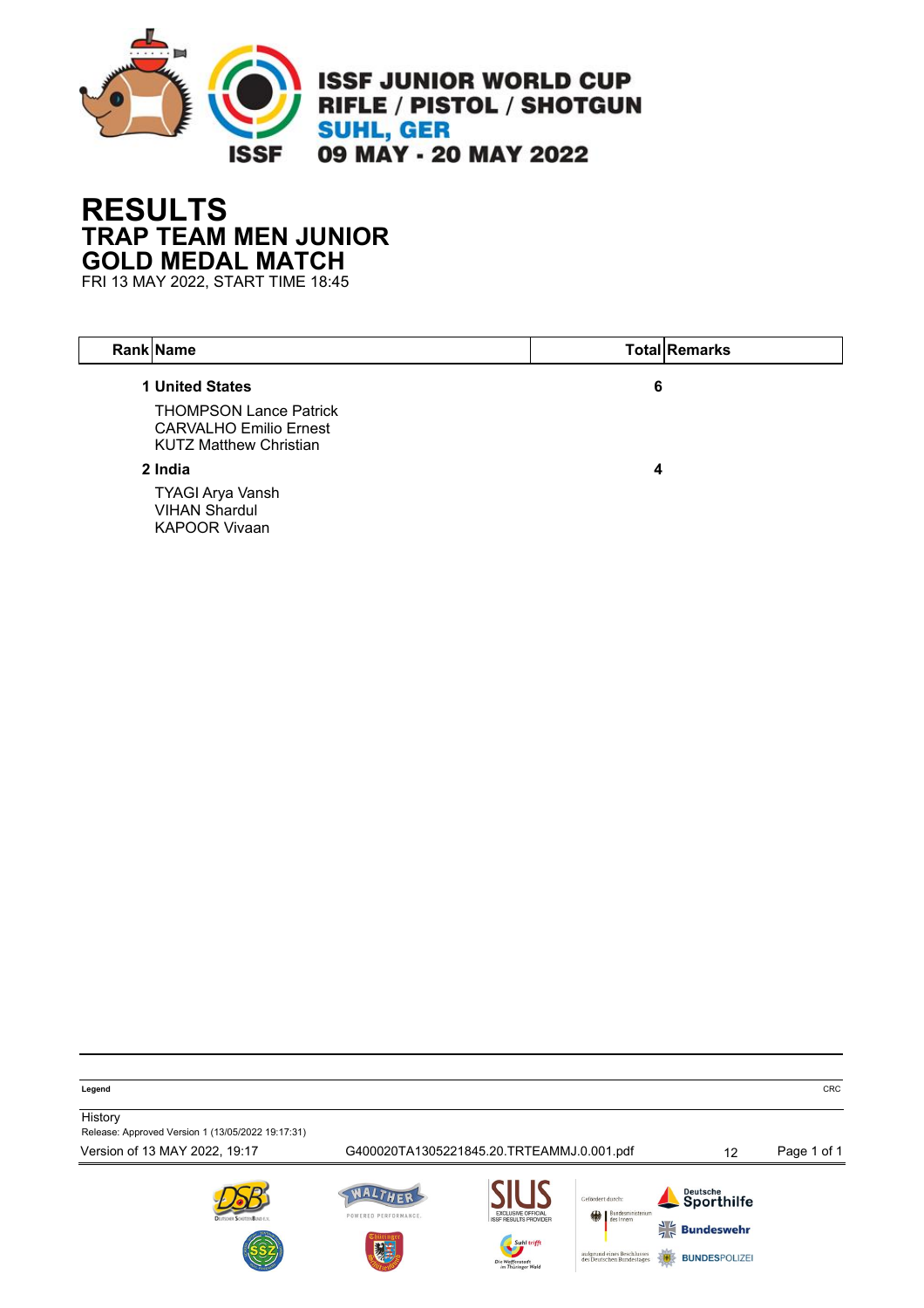# ISSF JUNIOR WORLD CUP RIFLE / PISTOL / SHOTGUN

**SUHL, GER**

**09 MAY - 20 MAY 2022**

# RESULTS

## TRAP TEAM MEN JUNIOR

## GOLD MEDAL MATCH

FRI 13 MAY 2022, START TIME 18:45

| Rank | Name | Total | Remarks |
|---|---|---|---|
| 1 | **United States** | **6** | |
| | THOMPSON Lance Patrick<br>CARVALHO Emilio Ernest<br>KUTZ Matthew Christian | | |
| 2 | **India** | **4** | |
| | TYAGI Arya Vansh<br>VIHAN Shardul<br>KAPOOR Vivaan | | |

**Legend** CRC

History

Release: Approved Version 1 (13/05/2022 19:17:31)

Version of 13 MAY 2022, 19:17 G400020TA1305221845.20.TRTEAMMJ.0.001.pdf 12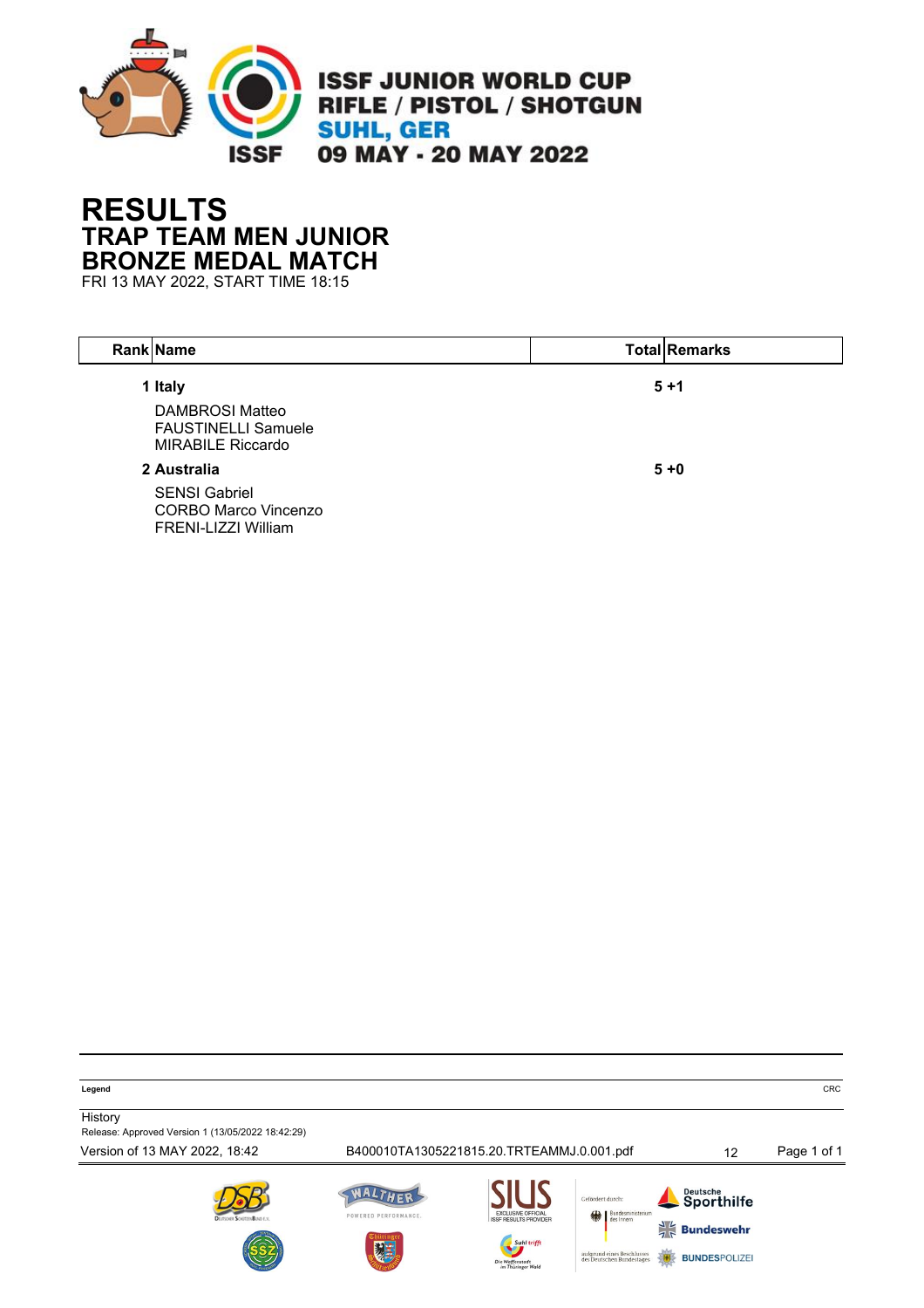ISSF JUNIOR WORLD CUP
RIFLE / PISTOL / SHOTGUN
SUHL, GER
09 MAY - 20 MAY 2022

# RESULTS
## TRAP TEAM MEN JUNIOR
## BRONZE MEDAL MATCH
FRI 13 MAY 2022, START TIME 18:15

| Rank | Name | Total | Remarks |
|---|---|---|---|
| 1 | **Italy** | **5 +1** | |
| | DAMBROSI Matteo<br>FAUSTINELLI Samuele<br>MIRABILE Riccardo | | |
| 2 | **Australia** | **5 +0** | |
| | SENSI Gabriel<br>CORBO Marco Vincenzo<br>FRENI-LIZZI William | | |

**Legend** CRC

History
Release: Approved Version 1 (13/05/2022 18:42:29)
Version of 13 MAY 2022, 18:42 B400010TA1305221815.20.TRTEAMMJ.0.001.pdf 12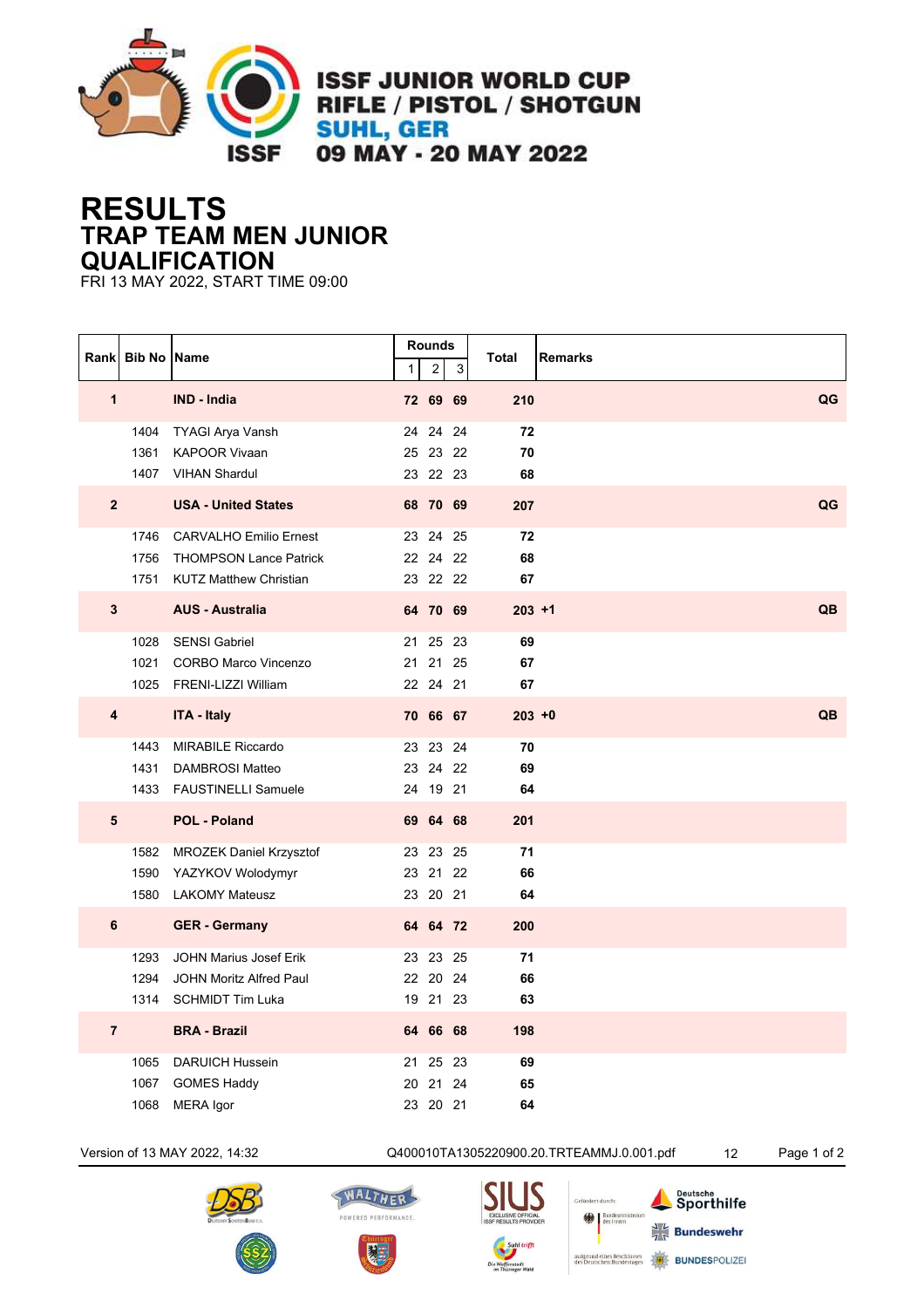ISSF JUNIOR WORLD CUP
RIFLE / PISTOL / SHOTGUN
SUHL, GER
09 MAY - 20 MAY 2022

# RESULTS
## TRAP TEAM MEN JUNIOR
## QUALIFICATION
FRI 13 MAY 2022, START TIME 09:00

| Rank | Bib No | Name | Rounds 1 | 2 | 3 | Total | Remarks |
|---|---|---|---|---|---|---|---|
| **1** | | **IND - India** | **72** | **69** | **69** | **210** | **QG** |
| | 1404 | TYAGI Arya Vansh | 24 | 24 | 24 | **72** | |
| | 1361 | KAPOOR Vivaan | 25 | 23 | 22 | **70** | |
| | 1407 | VIHAN Shardul | 23 | 22 | 23 | **68** | |
| **2** | | **USA - United States** | **68** | **70** | **69** | **207** | **QG** |
| | 1746 | CARVALHO Emilio Ernest | 23 | 24 | 25 | **72** | |
| | 1756 | THOMPSON Lance Patrick | 22 | 24 | 22 | **68** | |
| | 1751 | KUTZ Matthew Christian | 23 | 22 | 22 | **67** | |
| **3** | | **AUS - Australia** | **64** | **70** | **69** | **203 +1** | **QB** |
| | 1028 | SENSI Gabriel | 21 | 25 | 23 | **69** | |
| | 1021 | CORBO Marco Vincenzo | 21 | 21 | 25 | **67** | |
| | 1025 | FRENI-LIZZI William | 22 | 24 | 21 | **67** | |
| **4** | | **ITA - Italy** | **70** | **66** | **67** | **203 +0** | **QB** |
| | 1443 | MIRABILE Riccardo | 23 | 23 | 24 | **70** | |
| | 1431 | DAMBROSI Matteo | 23 | 24 | 22 | **69** | |
| | 1433 | FAUSTINELLI Samuele | 24 | 19 | 21 | **64** | |
| **5** | | **POL - Poland** | **69** | **64** | **68** | **201** | |
| | 1582 | MROZEK Daniel Krzysztof | 23 | 23 | 25 | **71** | |
| | 1590 | YAZYKOV Wolodymyr | 23 | 21 | 22 | **66** | |
| | 1580 | LAKOMY Mateusz | 23 | 20 | 21 | **64** | |
| **6** | | **GER - Germany** | **64** | **64** | **72** | **200** | |
| | 1293 | JOHN Marius Josef Erik | 23 | 23 | 25 | **71** | |
| | 1294 | JOHN Moritz Alfred Paul | 22 | 20 | 24 | **66** | |
| | 1314 | SCHMIDT Tim Luka | 19 | 21 | 23 | **63** | |
| **7** | | **BRA - Brazil** | **64** | **66** | **68** | **198** | |
| | 1065 | DARUICH Hussein | 21 | 25 | 23 | **69** | |
| | 1067 | GOMES Haddy | 20 | 21 | 24 | **65** | |
| | 1068 | MERA Igor | 23 | 20 | 21 | **64** | |

Version of 13 MAY 2022, 14:32 Q400010TA1305220900.20.TRTEAMMJ.0.001.pdf 12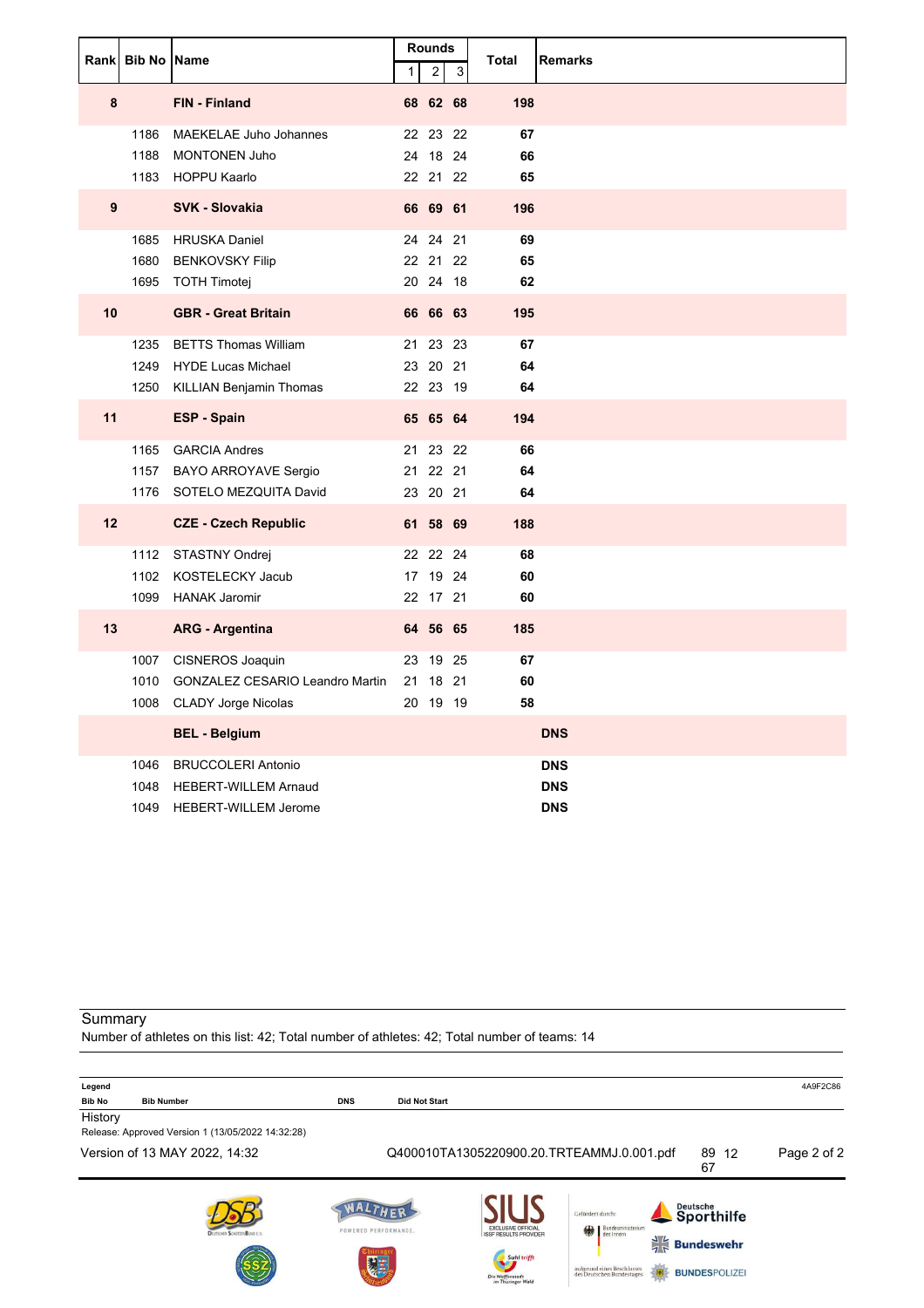| Rank | Bib No | Name | Rounds | | | Total | Remarks |
|---|---|---|---|---|---|---|---|
| | | | 1 | 2 | 3 | | |
| **8** | | **FIN - Finland** | **68** | **62** | **68** | **198** | |
| | 1186 | MAEKELAE Juho Johannes | 22 | 23 | 22 | **67** | |
| | 1188 | MONTONEN Juho | 24 | 18 | 24 | **66** | |
| | 1183 | HOPPU Kaarlo | 22 | 21 | 22 | **65** | |
| **9** | | **SVK - Slovakia** | **66** | **69** | **61** | **196** | |
| | 1685 | HRUSKA Daniel | 24 | 24 | 21 | **69** | |
| | 1680 | BENKOVSKY Filip | 22 | 21 | 22 | **65** | |
| | 1695 | TOTH Timotej | 20 | 24 | 18 | **62** | |
| **10** | | **GBR - Great Britain** | **66** | **66** | **63** | **195** | |
| | 1235 | BETTS Thomas William | 21 | 23 | 23 | **67** | |
| | 1249 | HYDE Lucas Michael | 23 | 20 | 21 | **64** | |
| | 1250 | KILLIAN Benjamin Thomas | 22 | 23 | 19 | **64** | |
| **11** | | **ESP - Spain** | **65** | **65** | **64** | **194** | |
| | 1165 | GARCIA Andres | 21 | 23 | 22 | **66** | |
| | 1157 | BAYO ARROYAVE Sergio | 21 | 22 | 21 | **64** | |
| | 1176 | SOTELO MEZQUITA David | 23 | 20 | 21 | **64** | |
| **12** | | **CZE - Czech Republic** | **61** | **58** | **69** | **188** | |
| | 1112 | STASTNY Ondrej | 22 | 22 | 24 | **68** | |
| | 1102 | KOSTELECKY Jacub | 17 | 19 | 24 | **60** | |
| | 1099 | HANAK Jaromir | 22 | 17 | 21 | **60** | |
| **13** | | **ARG - Argentina** | **64** | **56** | **65** | **185** | |
| | 1007 | CISNEROS Joaquin | 23 | 19 | 25 | **67** | |
| | 1010 | GONZALEZ CESARIO Leandro Martin | 21 | 18 | 21 | **60** | |
| | 1008 | CLADY Jorge Nicolas | 20 | 19 | 19 | **58** | |
| | | **BEL - Belgium** | | | | | **DNS** |
| | 1046 | BRUCCOLERI Antonio | | | | | **DNS** |
| | 1048 | HEBERT-WILLEM Arnaud | | | | | **DNS** |
| | 1049 | HEBERT-WILLEM Jerome | | | | | **DNS** |

Summary

Number of athletes on this list: 42; Total number of athletes: 42; Total number of teams: 14

**Legend**

| | | | |
|---|---|---|---|
| **Bib No** | **Bib Number** | **DNS** | **Did Not Start** |

4A9F2C86

History

Release: Approved Version 1 (13/05/2022 14:32:28)

Version of 13 MAY 2022, 14:32 Q400010TA1305220900.20.TRTEAMMJ.0.001.pdf 89 12 67